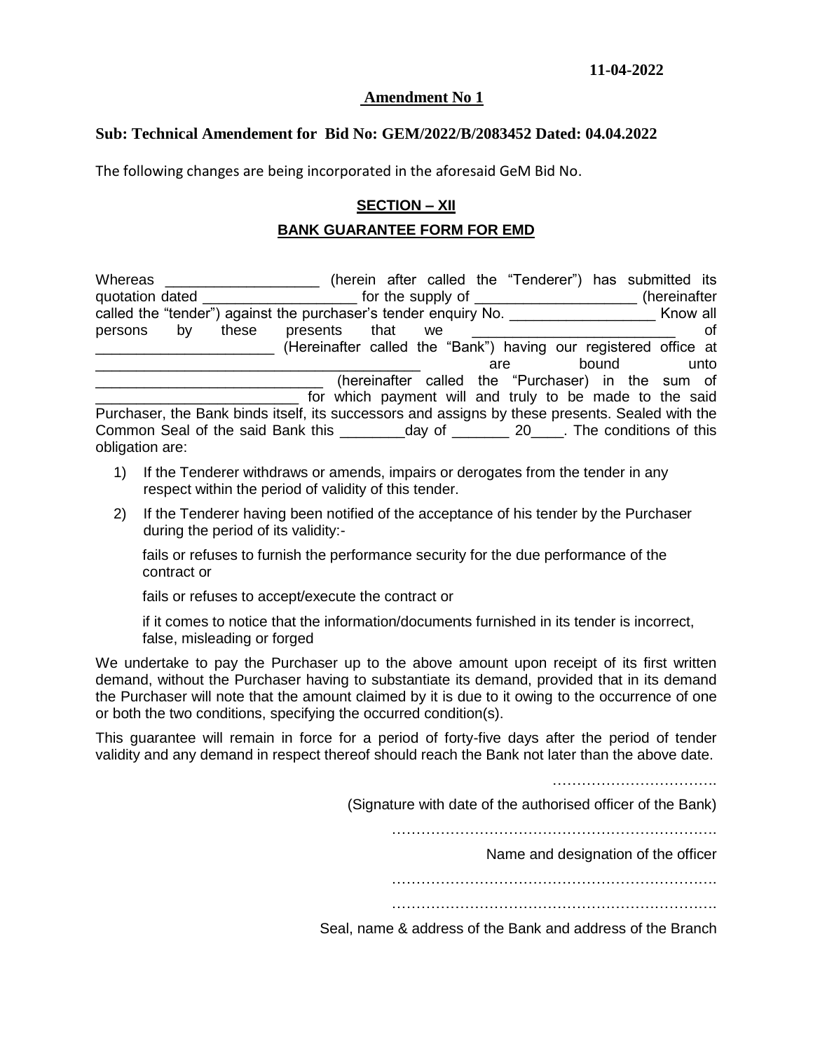**11-04-2022**

**Amendment No 1**

**Sub: Technical Amendement for Bid No: GEM/2022/B/2083452 Dated: 04.04.2022**

The following changes are being incorporated in the aforesaid GeM Bid No.

## SECTION – XII

## BANK GUARANTEE FORM FOR EMD

Whereas ___________________ (herein after called the "Tenderer") has submitted its quotation dated ___________________ for the supply of ____________________ (hereinafter called the "tender") against the purchaser's tender enquiry No. __________________ Know all persons by these presents that we _________________________ of ______________________ (Hereinafter called the "Bank") having our registered office at ________________________________________ are bound unto ____________________________ (hereinafter called the "Purchaser) in the sum of _________________________ for which payment will and truly to be made to the said Purchaser, the Bank binds itself, its successors and assigns by these presents. Sealed with the Common Seal of the said Bank this ________day of _______ 20____. The conditions of this obligation are:

1) If the Tenderer withdraws or amends, impairs or derogates from the tender in any respect within the period of validity of this tender.
2) If the Tenderer having been notified of the acceptance of his tender by the Purchaser during the period of its validity:-

   fails or refuses to furnish the performance security for the due performance of the contract or

   fails or refuses to accept/execute the contract or

   if it comes to notice that the information/documents furnished in its tender is incorrect, false, misleading or forged

We undertake to pay the Purchaser up to the above amount upon receipt of its first written demand, without the Purchaser having to substantiate its demand, provided that in its demand the Purchaser will note that the amount claimed by it is due to it owing to the occurrence of one or both the two conditions, specifying the occurred condition(s).

This guarantee will remain in force for a period of forty-five days after the period of tender validity and any demand in respect thereof should reach the Bank not later than the above date.

…………………………….

(Signature with date of the authorised officer of the Bank)

………………………………………………………….

Name and designation of the officer

………………………………………………………….

………………………………………………………….

Seal, name & address of the Bank and address of the Branch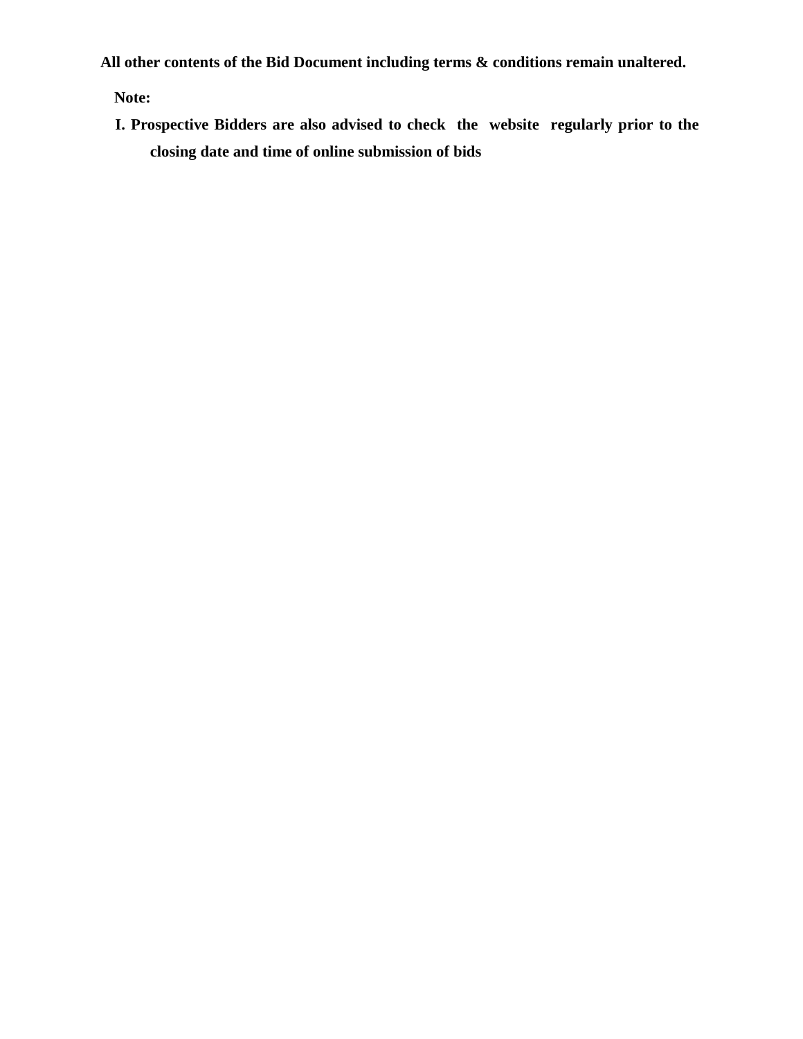**All other contents of the Bid Document including terms & conditions remain unaltered.**

**Note:**

**I. Prospective Bidders are also advised to check the website regularly prior to the closing date and time of online submission of bids**